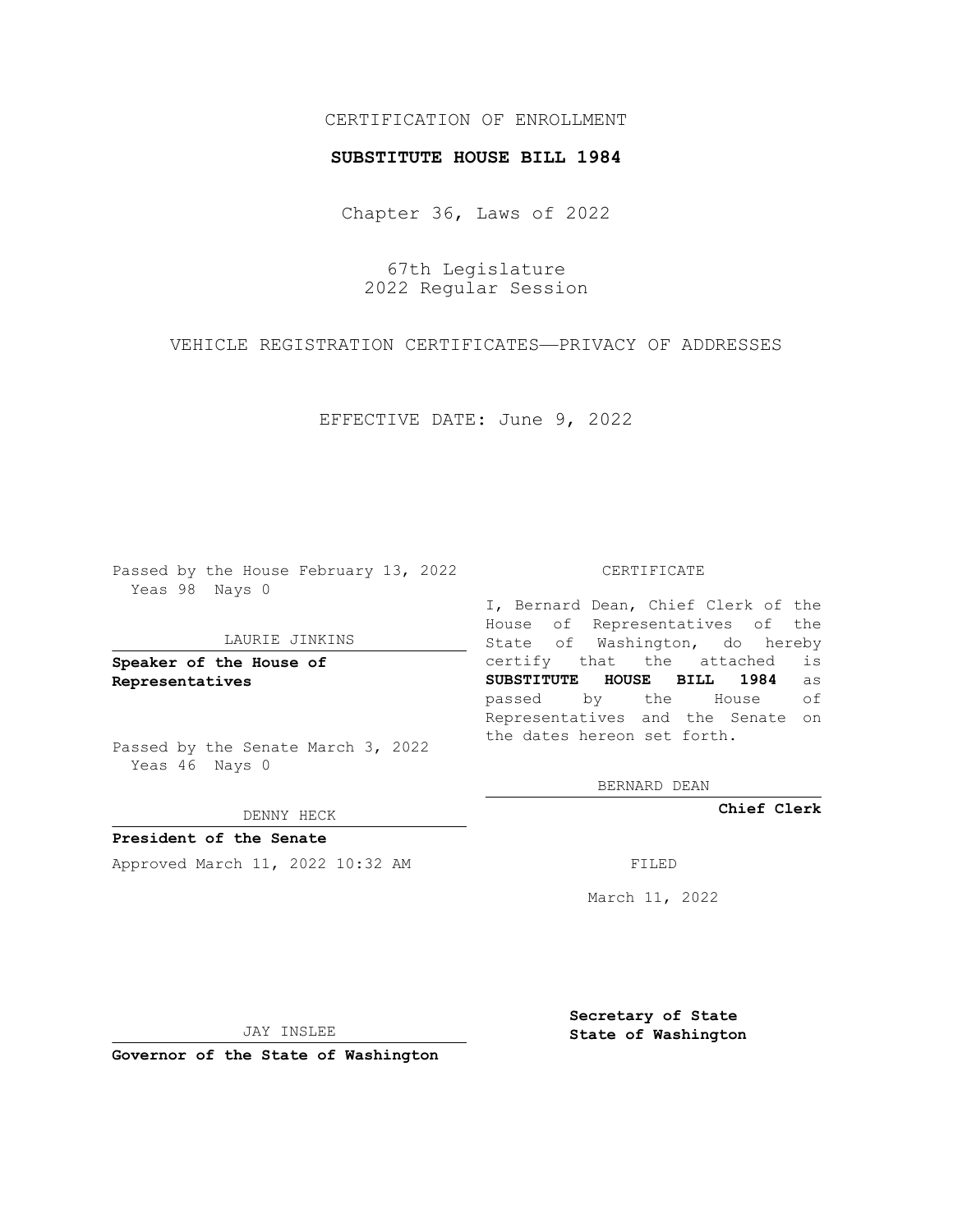CERTIFICATION OF ENROLLMENT

**SUBSTITUTE HOUSE BILL 1984**

Chapter 36, Laws of 2022

67th Legislature
2022 Regular Session

VEHICLE REGISTRATION CERTIFICATES—PRIVACY OF ADDRESSES

EFFECTIVE DATE: June 9, 2022

Passed by the House February 13, 2022
Yeas 98 Nays 0

LAURIE JINKINS

**Speaker of the House of Representatives**

Passed by the Senate March 3, 2022
Yeas 46 Nays 0

DENNY HECK

**President of the Senate**

Approved March 11, 2022 10:32 AM

JAY INSLEE

**Governor of the State of Washington**

CERTIFICATE

I, Bernard Dean, Chief Clerk of the House of Representatives of the State of Washington, do hereby certify that the attached is **SUBSTITUTE HOUSE BILL 1984** as passed by the House of Representatives and the Senate on the dates hereon set forth.

BERNARD DEAN

**Chief Clerk**

FILED

March 11, 2022

**Secretary of State**
**State of Washington**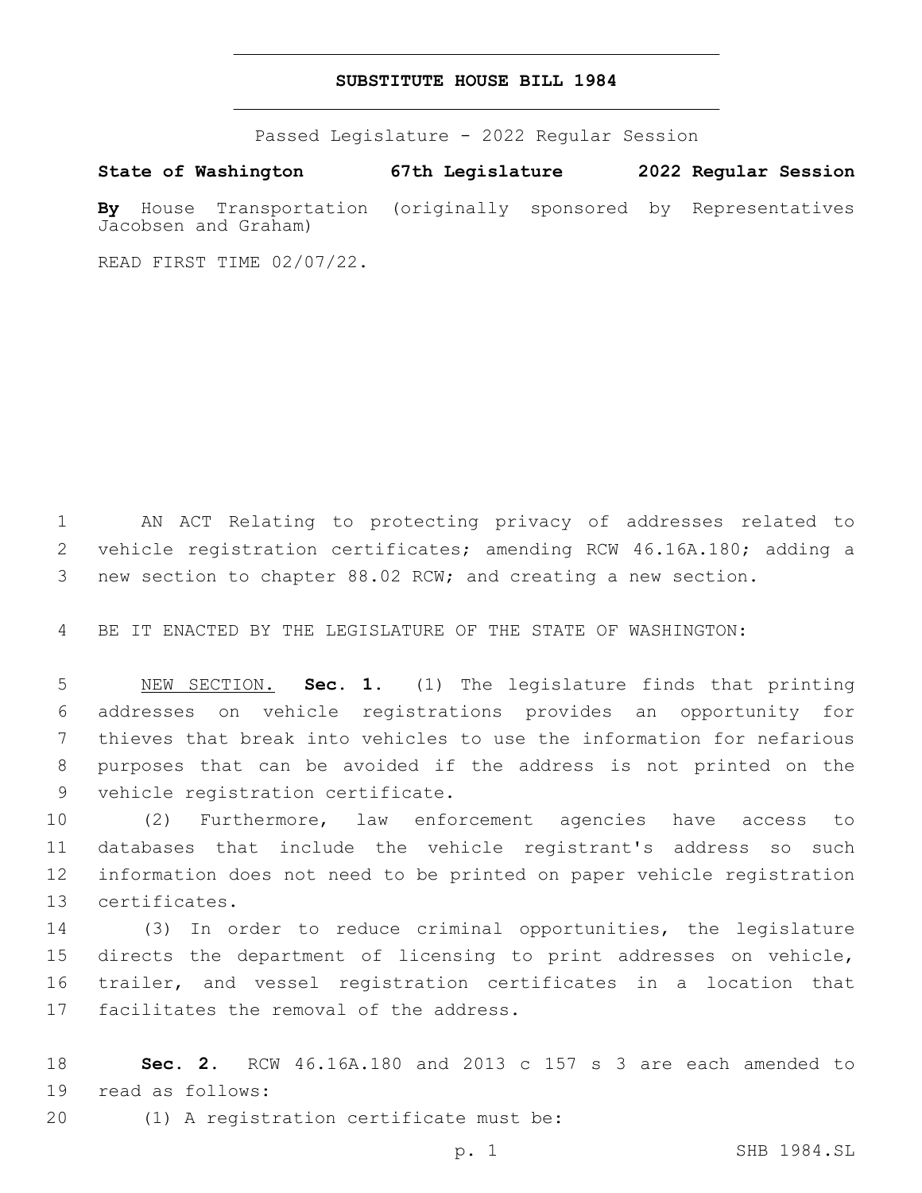# SUBSTITUTE HOUSE BILL 1984

Passed Legislature - 2022 Regular Session

**State of Washington 67th Legislature 2022 Regular Session**

**By** House Transportation (originally sponsored by Representatives Jacobsen and Graham)

READ FIRST TIME 02/07/22.

1 AN ACT Relating to protecting privacy of addresses related to
2 vehicle registration certificates; amending RCW 46.16A.180; adding a
3 new section to chapter 88.02 RCW; and creating a new section.

4 BE IT ENACTED BY THE LEGISLATURE OF THE STATE OF WASHINGTON:

5 NEW SECTION. **Sec. 1.** (1) The legislature finds that printing
6 addresses on vehicle registrations provides an opportunity for
7 thieves that break into vehicles to use the information for nefarious
8 purposes that can be avoided if the address is not printed on the
9 vehicle registration certificate.

10 (2) Furthermore, law enforcement agencies have access to
11 databases that include the vehicle registrant's address so such
12 information does not need to be printed on paper vehicle registration
13 certificates.

14 (3) In order to reduce criminal opportunities, the legislature
15 directs the department of licensing to print addresses on vehicle,
16 trailer, and vessel registration certificates in a location that
17 facilitates the removal of the address.

18 **Sec. 2.** RCW 46.16A.180 and 2013 c 157 s 3 are each amended to
19 read as follows:

20 (1) A registration certificate must be: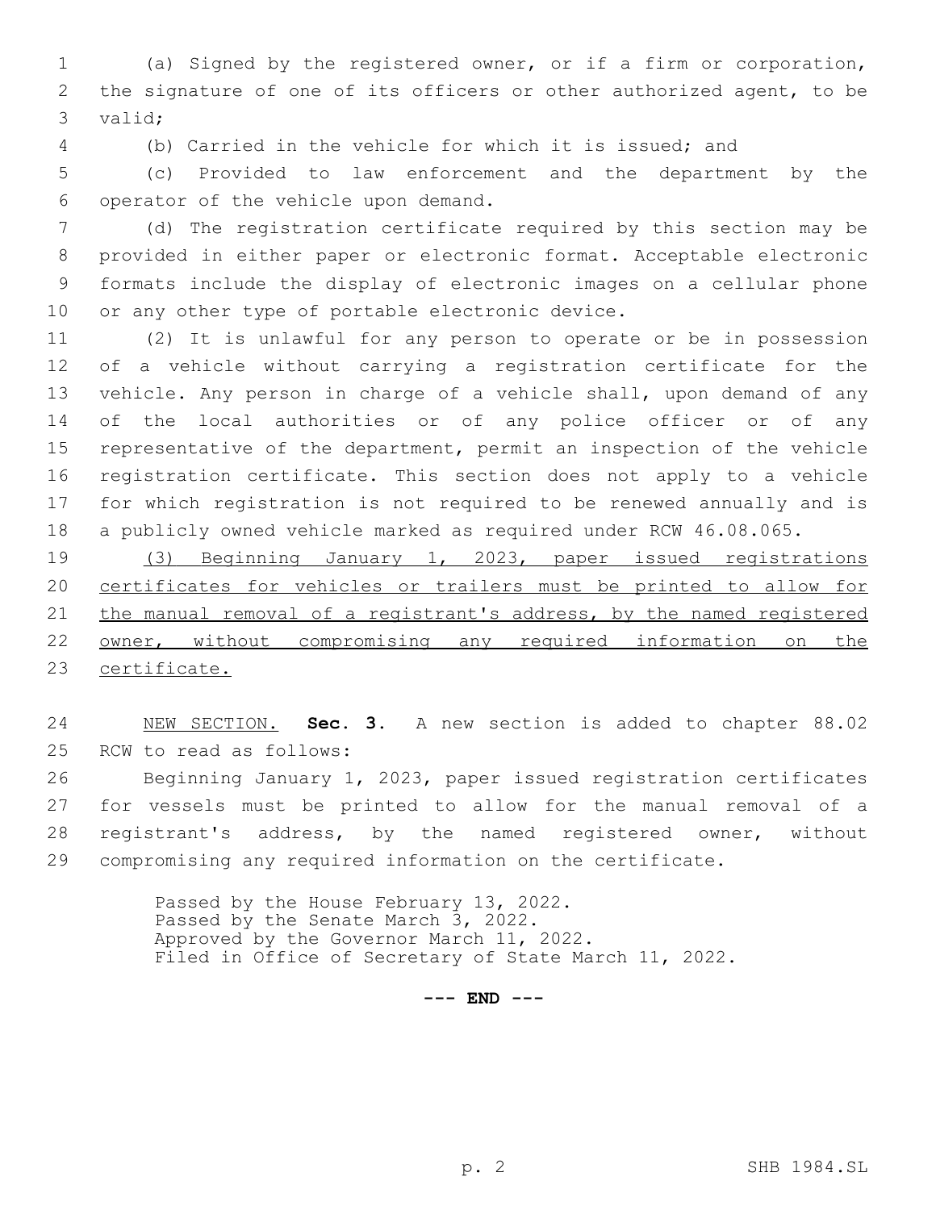(a) Signed by the registered owner, or if a firm or corporation, the signature of one of its officers or other authorized agent, to be valid;

(b) Carried in the vehicle for which it is issued; and

(c) Provided to law enforcement and the department by the operator of the vehicle upon demand.

(d) The registration certificate required by this section may be provided in either paper or electronic format. Acceptable electronic formats include the display of electronic images on a cellular phone or any other type of portable electronic device.

(2) It is unlawful for any person to operate or be in possession of a vehicle without carrying a registration certificate for the vehicle. Any person in charge of a vehicle shall, upon demand of any of the local authorities or of any police officer or of any representative of the department, permit an inspection of the vehicle registration certificate. This section does not apply to a vehicle for which registration is not required to be renewed annually and is a publicly owned vehicle marked as required under RCW 46.08.065.

<u>(3) Beginning January 1, 2023, paper issued registrations certificates for vehicles or trailers must be printed to allow for the manual removal of a registrant's address, by the named registered owner, without compromising any required information on the certificate.</u>

<u>NEW SECTION.</u> **Sec. 3.** A new section is added to chapter 88.02 RCW to read as follows:

Beginning January 1, 2023, paper issued registration certificates for vessels must be printed to allow for the manual removal of a registrant's address, by the named registered owner, without compromising any required information on the certificate.

Passed by the House February 13, 2022.
Passed by the Senate March 3, 2022.
Approved by the Governor March 11, 2022.
Filed in Office of Secretary of State March 11, 2022.

**--- END ---**